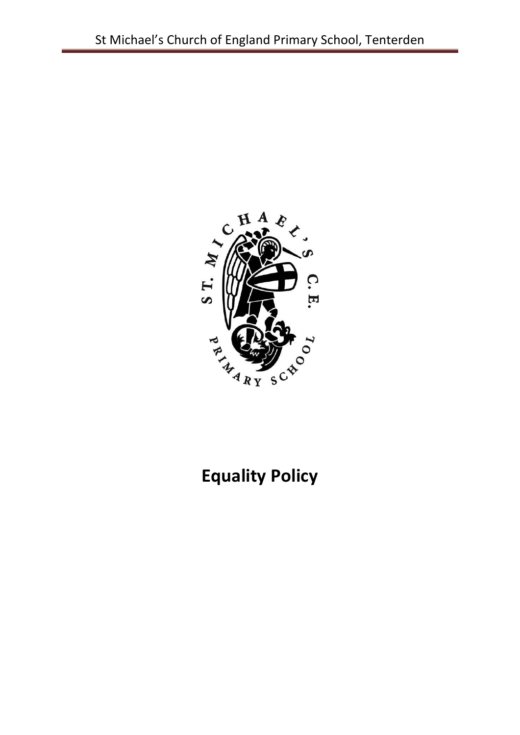# Equality Policy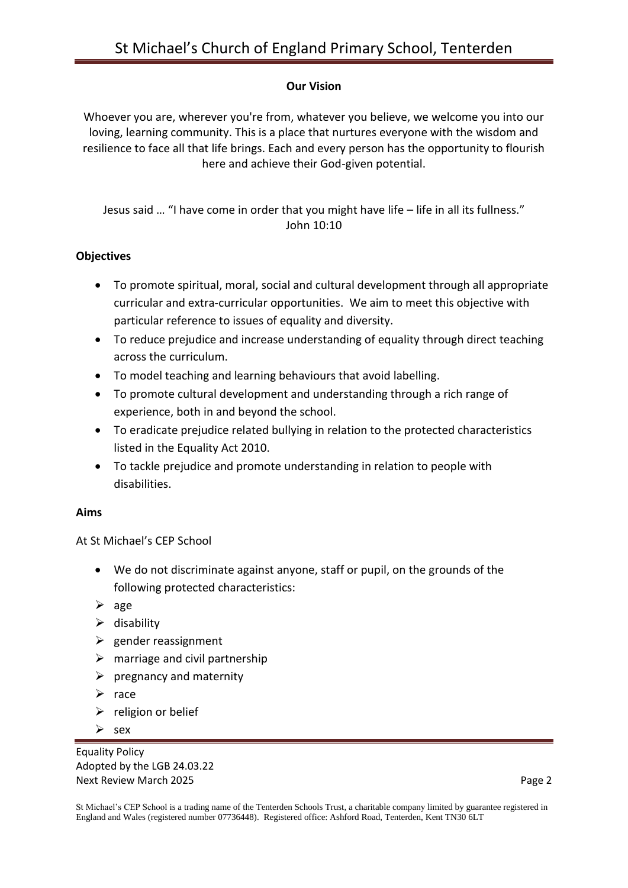**Our Vision**

Whoever you are, wherever you're from, whatever you believe, we welcome you into our loving, learning community. This is a place that nurtures everyone with the wisdom and resilience to face all that life brings. Each and every person has the opportunity to flourish here and achieve their God-given potential.

Jesus said … "I have come in order that you might have life – life in all its fullness."
John 10:10

**Objectives**

- To promote spiritual, moral, social and cultural development through all appropriate curricular and extra-curricular opportunities. We aim to meet this objective with particular reference to issues of equality and diversity.
- To reduce prejudice and increase understanding of equality through direct teaching across the curriculum.
- To model teaching and learning behaviours that avoid labelling.
- To promote cultural development and understanding through a rich range of experience, both in and beyond the school.
- To eradicate prejudice related bullying in relation to the protected characteristics listed in the Equality Act 2010.
- To tackle prejudice and promote understanding in relation to people with disabilities.

**Aims**

At St Michael's CEP School

- We do not discriminate against anyone, staff or pupil, on the grounds of the following protected characteristics:
  - age
  - disability
  - gender reassignment
  - marriage and civil partnership
  - pregnancy and maternity
  - race
  - religion or belief
  - sex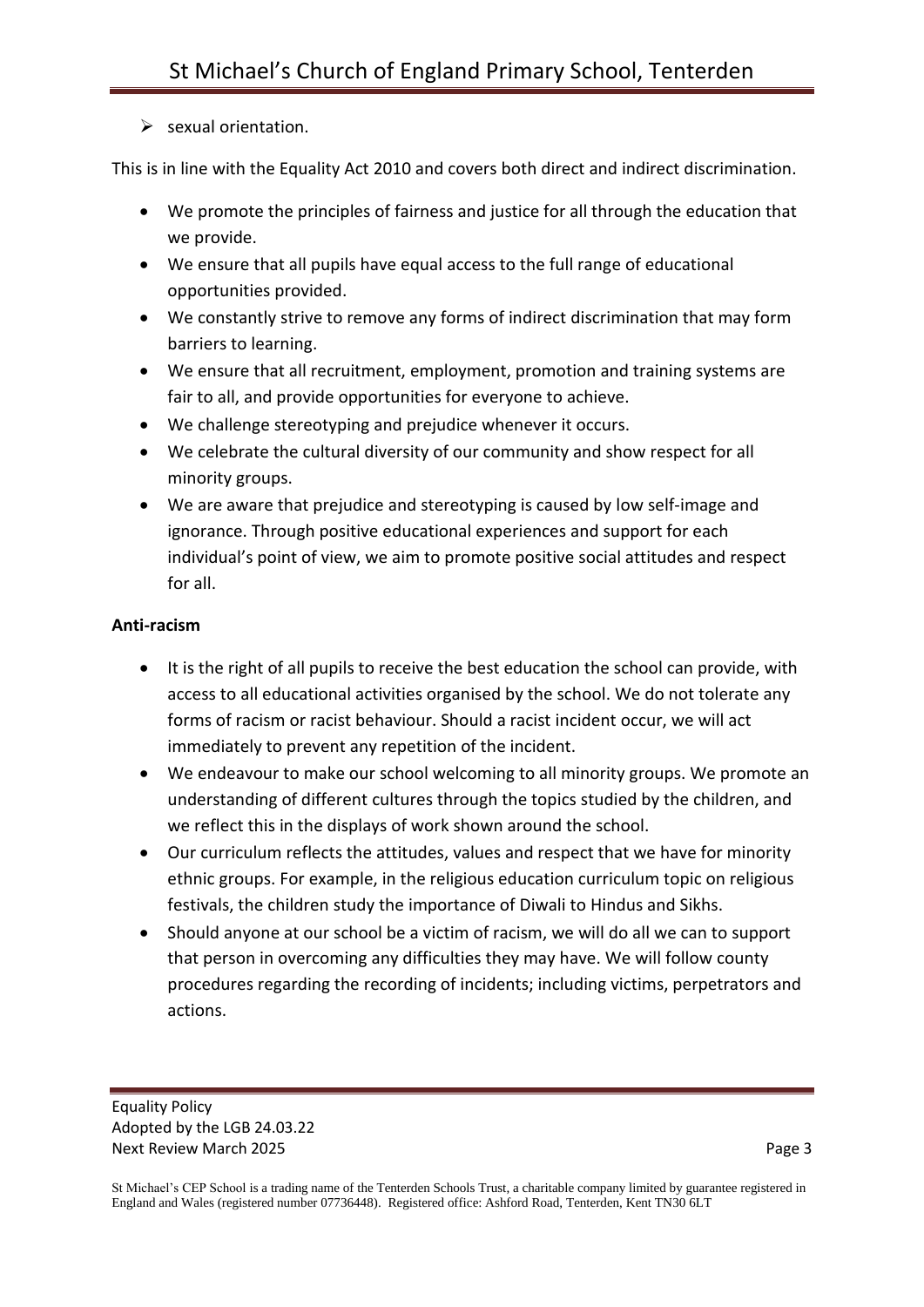- sexual orientation.

This is in line with the Equality Act 2010 and covers both direct and indirect discrimination.

- We promote the principles of fairness and justice for all through the education that we provide.
- We ensure that all pupils have equal access to the full range of educational opportunities provided.
- We constantly strive to remove any forms of indirect discrimination that may form barriers to learning.
- We ensure that all recruitment, employment, promotion and training systems are fair to all, and provide opportunities for everyone to achieve.
- We challenge stereotyping and prejudice whenever it occurs.
- We celebrate the cultural diversity of our community and show respect for all minority groups.
- We are aware that prejudice and stereotyping is caused by low self-image and ignorance. Through positive educational experiences and support for each individual's point of view, we aim to promote positive social attitudes and respect for all.

**Anti-racism**

- It is the right of all pupils to receive the best education the school can provide, with access to all educational activities organised by the school. We do not tolerate any forms of racism or racist behaviour. Should a racist incident occur, we will act immediately to prevent any repetition of the incident.
- We endeavour to make our school welcoming to all minority groups. We promote an understanding of different cultures through the topics studied by the children, and we reflect this in the displays of work shown around the school.
- Our curriculum reflects the attitudes, values and respect that we have for minority ethnic groups. For example, in the religious education curriculum topic on religious festivals, the children study the importance of Diwali to Hindus and Sikhs.
- Should anyone at our school be a victim of racism, we will do all we can to support that person in overcoming any difficulties they may have. We will follow county procedures regarding the recording of incidents; including victims, perpetrators and actions.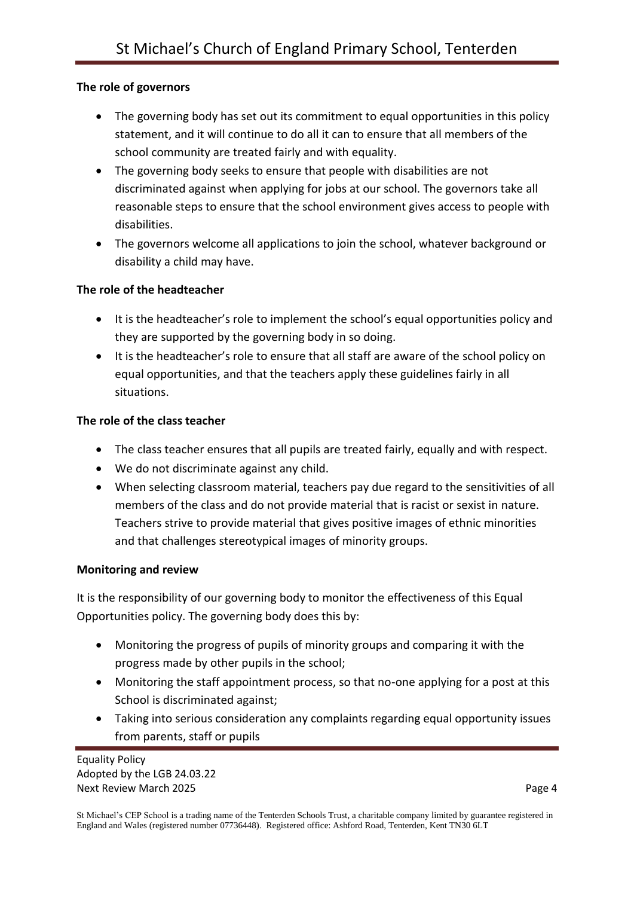**The role of governors**

- The governing body has set out its commitment to equal opportunities in this policy statement, and it will continue to do all it can to ensure that all members of the school community are treated fairly and with equality.
- The governing body seeks to ensure that people with disabilities are not discriminated against when applying for jobs at our school. The governors take all reasonable steps to ensure that the school environment gives access to people with disabilities.
- The governors welcome all applications to join the school, whatever background or disability a child may have.

**The role of the headteacher**

- It is the headteacher's role to implement the school's equal opportunities policy and they are supported by the governing body in so doing.
- It is the headteacher's role to ensure that all staff are aware of the school policy on equal opportunities, and that the teachers apply these guidelines fairly in all situations.

**The role of the class teacher**

- The class teacher ensures that all pupils are treated fairly, equally and with respect.
- We do not discriminate against any child.
- When selecting classroom material, teachers pay due regard to the sensitivities of all members of the class and do not provide material that is racist or sexist in nature. Teachers strive to provide material that gives positive images of ethnic minorities and that challenges stereotypical images of minority groups.

**Monitoring and review**

It is the responsibility of our governing body to monitor the effectiveness of this Equal Opportunities policy. The governing body does this by:

- Monitoring the progress of pupils of minority groups and comparing it with the progress made by other pupils in the school;
- Monitoring the staff appointment process, so that no-one applying for a post at this School is discriminated against;
- Taking into serious consideration any complaints regarding equal opportunity issues from parents, staff or pupils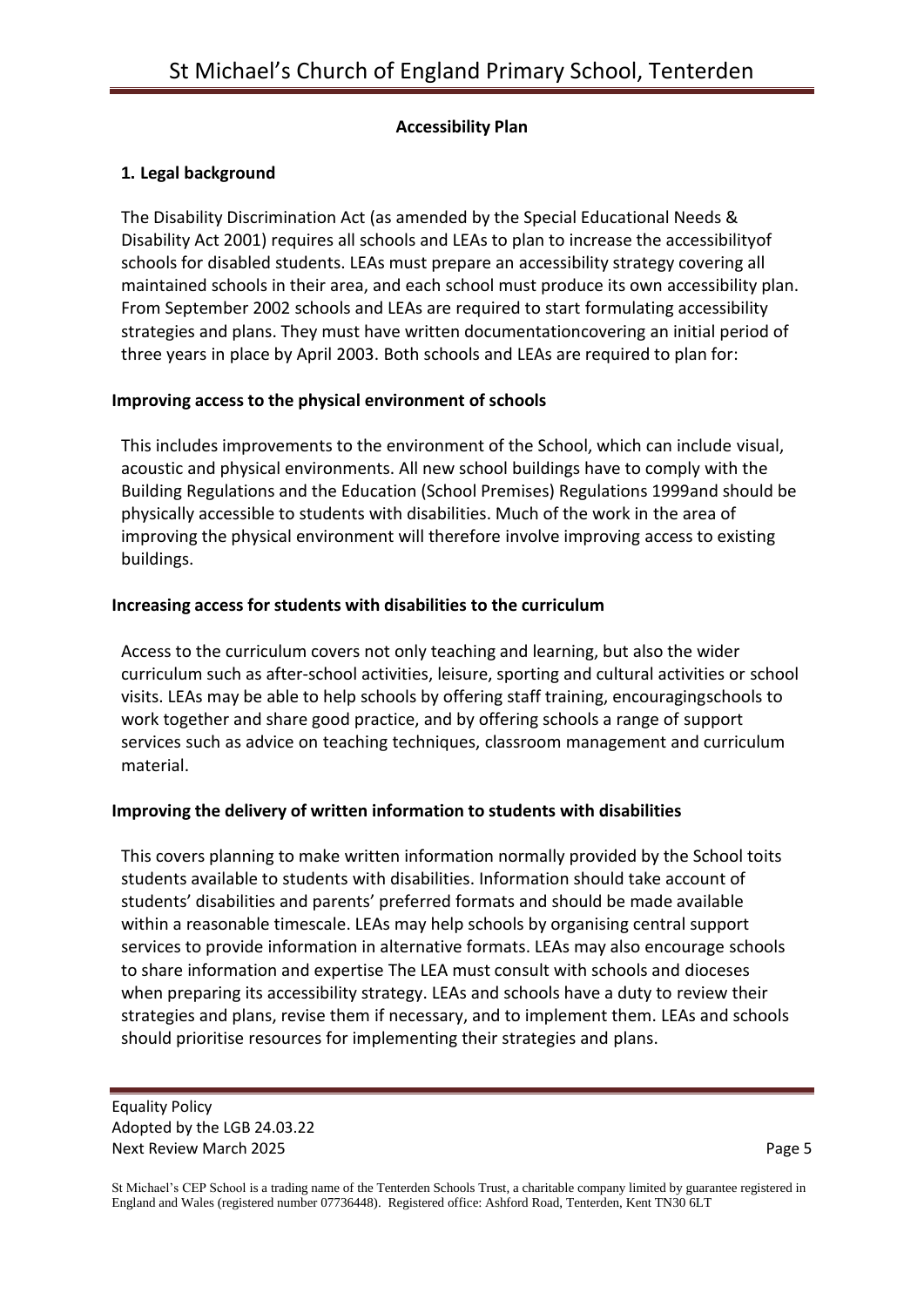**Accessibility Plan**

## 1. Legal background

The Disability Discrimination Act (as amended by the Special Educational Needs & Disability Act 2001) requires all schools and LEAs to plan to increase the accessibilityof schools for disabled students. LEAs must prepare an accessibility strategy covering all maintained schools in their area, and each school must produce its own accessibility plan. From September 2002 schools and LEAs are required to start formulating accessibility strategies and plans. They must have written documentationcovering an initial period of three years in place by April 2003. Both schools and LEAs are required to plan for:

### Improving access to the physical environment of schools

This includes improvements to the environment of the School, which can include visual, acoustic and physical environments. All new school buildings have to comply with the Building Regulations and the Education (School Premises) Regulations 1999and should be physically accessible to students with disabilities. Much of the work in the area of improving the physical environment will therefore involve improving access to existing buildings.

### Increasing access for students with disabilities to the curriculum

Access to the curriculum covers not only teaching and learning, but also the wider curriculum such as after-school activities, leisure, sporting and cultural activities or school visits. LEAs may be able to help schools by offering staff training, encouragingschools to work together and share good practice, and by offering schools a range of support services such as advice on teaching techniques, classroom management and curriculum material.

### Improving the delivery of written information to students with disabilities

This covers planning to make written information normally provided by the School toits students available to students with disabilities. Information should take account of students' disabilities and parents' preferred formats and should be made available within a reasonable timescale. LEAs may help schools by organising central support services to provide information in alternative formats. LEAs may also encourage schools to share information and expertise The LEA must consult with schools and dioceses when preparing its accessibility strategy. LEAs and schools have a duty to review their strategies and plans, revise them if necessary, and to implement them. LEAs and schools should prioritise resources for implementing their strategies and plans.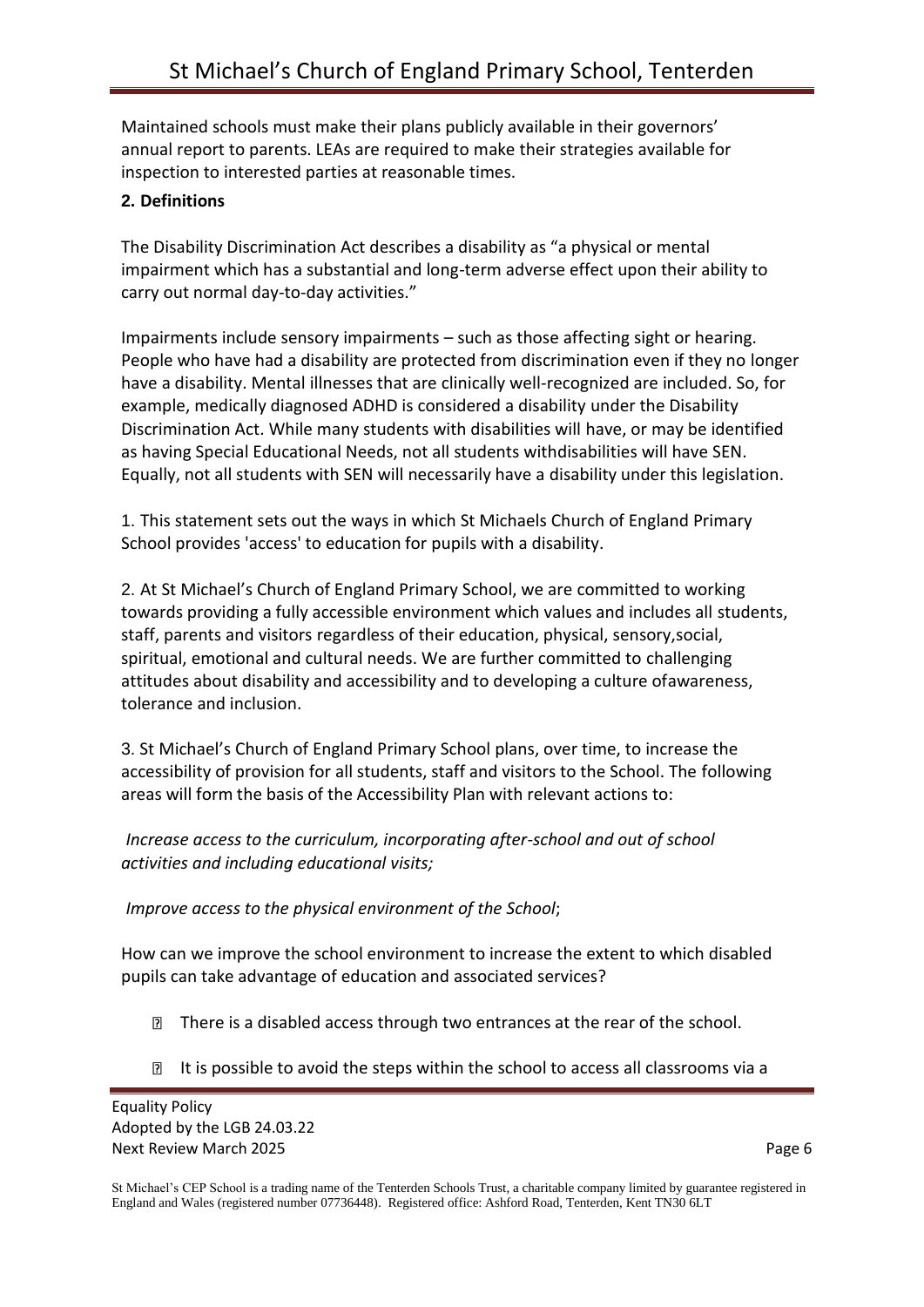Maintained schools must make their plans publicly available in their governors' annual report to parents. LEAs are required to make their strategies available for inspection to interested parties at reasonable times.

**2. Definitions**

The Disability Discrimination Act describes a disability as "a physical or mental impairment which has a substantial and long-term adverse effect upon their ability to carry out normal day-to-day activities."

Impairments include sensory impairments – such as those affecting sight or hearing. People who have had a disability are protected from discrimination even if they no longer have a disability. Mental illnesses that are clinically well-recognized are included. So, for example, medically diagnosed ADHD is considered a disability under the Disability Discrimination Act. While many students with disabilities will have, or may be identified as having Special Educational Needs, not all students withdisabilities will have SEN. Equally, not all students with SEN will necessarily have a disability under this legislation.

1. This statement sets out the ways in which St Michaels Church of England Primary School provides 'access' to education for pupils with a disability.

2. At St Michael's Church of England Primary School, we are committed to working towards providing a fully accessible environment which values and includes all students, staff, parents and visitors regardless of their education, physical, sensory,social, spiritual, emotional and cultural needs. We are further committed to challenging attitudes about disability and accessibility and to developing a culture ofawareness, tolerance and inclusion.

3. St Michael's Church of England Primary School plans, over time, to increase the accessibility of provision for all students, staff and visitors to the School. The following areas will form the basis of the Accessibility Plan with relevant actions to:

*Increase access to the curriculum, incorporating after-school and out of school activities and including educational visits;*

*Improve access to the physical environment of the School*;

How can we improve the school environment to increase the extent to which disabled pupils can take advantage of education and associated services?

- There is a disabled access through two entrances at the rear of the school.
- It is possible to avoid the steps within the school to access all classrooms via a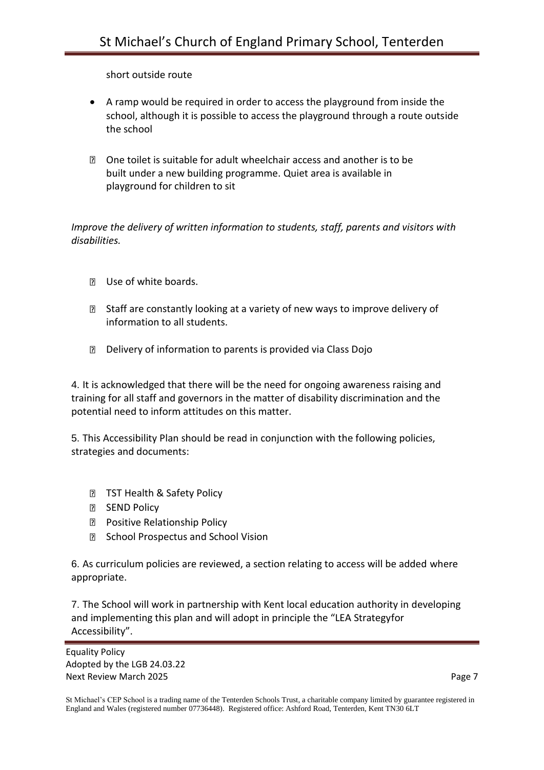short outside route

- A ramp would be required in order to access the playground from inside the school, although it is possible to access the playground through a route outside the school
- One toilet is suitable for adult wheelchair access and another is to be built under a new building programme. Quiet area is available in playground for children to sit

*Improve the delivery of written information to students, staff, parents and visitors with disabilities.*

- Use of white boards.
- Staff are constantly looking at a variety of new ways to improve delivery of information to all students.
- Delivery of information to parents is provided via Class Dojo

4. It is acknowledged that there will be the need for ongoing awareness raising and training for all staff and governors in the matter of disability discrimination and the potential need to inform attitudes on this matter.

5. This Accessibility Plan should be read in conjunction with the following policies, strategies and documents:

- TST Health & Safety Policy
- SEND Policy
- Positive Relationship Policy
- School Prospectus and School Vision

6. As curriculum policies are reviewed, a section relating to access will be added where appropriate.

7. The School will work in partnership with Kent local education authority in developing and implementing this plan and will adopt in principle the "LEA Strategyfor Accessibility".